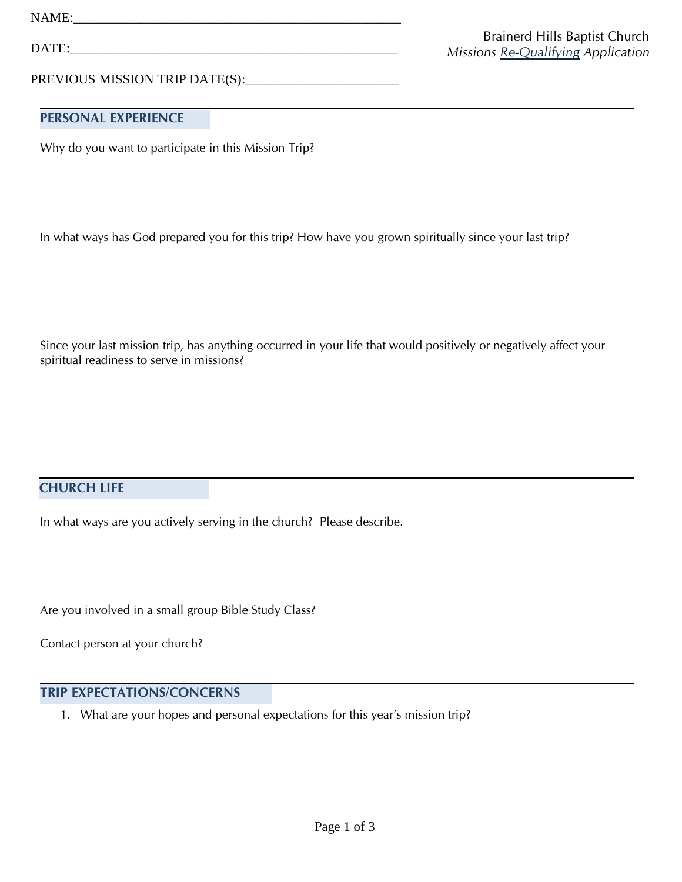NAME:_______________________________________________

DATE:_______________________________________________

PREVIOUS MISSION TRIP DATE(S):______________________

Brainerd Hills Baptist Church
*Missions Re-Qualifying Application*

## PERSONAL EXPERIENCE

Why do you want to participate in this Mission Trip?

In what ways has God prepared you for this trip? How have you grown spiritually since your last trip?

Since your last mission trip, has anything occurred in your life that would positively or negatively affect your spiritual readiness to serve in missions?

## CHURCH LIFE

In what ways are you actively serving in the church? Please describe.

Are you involved in a small group Bible Study Class?

Contact person at your church?

## TRIP EXPECTATIONS/CONCERNS

1. What are your hopes and personal expectations for this year's mission trip?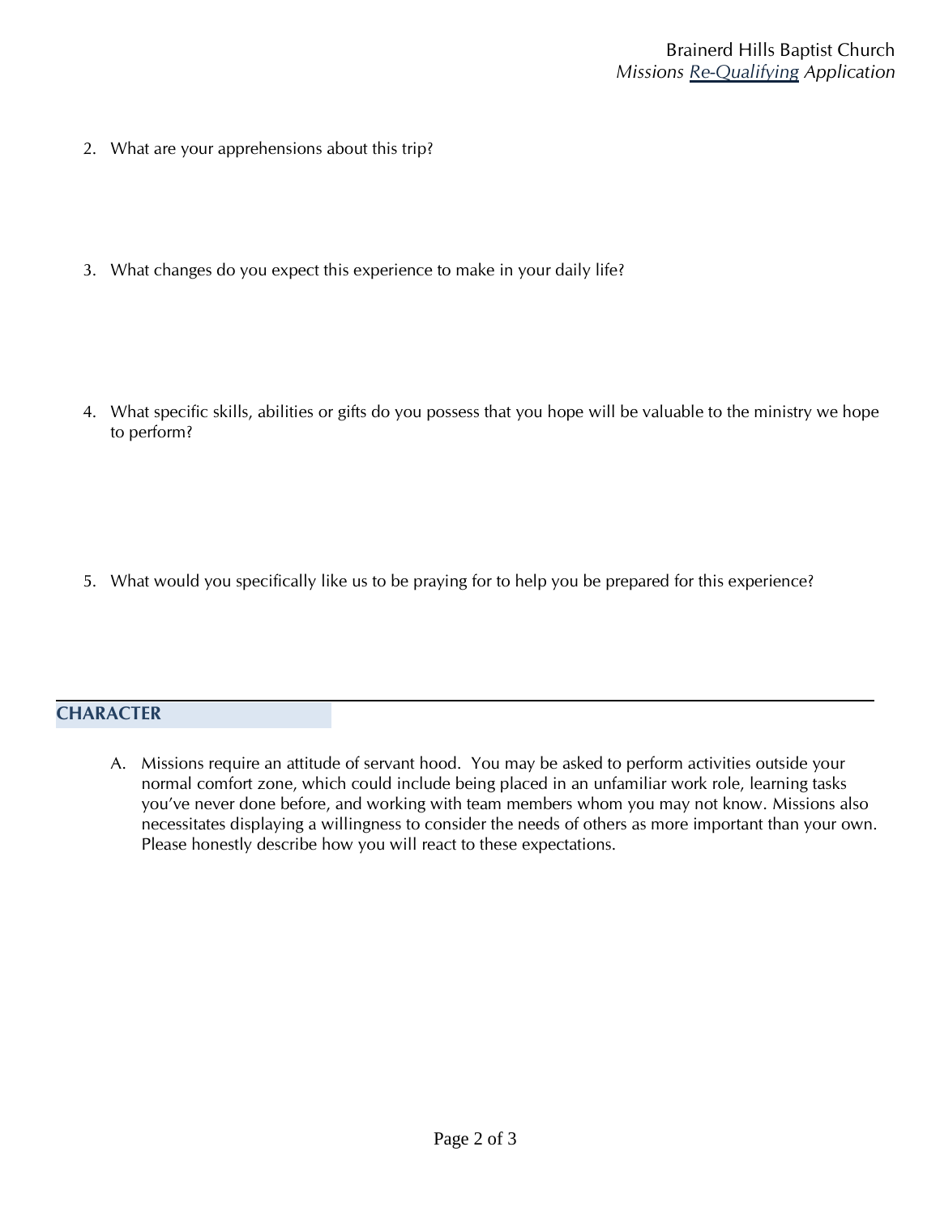2. What are your apprehensions about this trip?

3. What changes do you expect this experience to make in your daily life?

4. What specific skills, abilities or gifts do you possess that you hope will be valuable to the ministry we hope to perform?

5. What would you specifically like us to be praying for to help you be prepared for this experience?

## CHARACTER

A. Missions require an attitude of servant hood. You may be asked to perform activities outside your normal comfort zone, which could include being placed in an unfamiliar work role, learning tasks you've never done before, and working with team members whom you may not know. Missions also necessitates displaying a willingness to consider the needs of others as more important than your own. Please honestly describe how you will react to these expectations.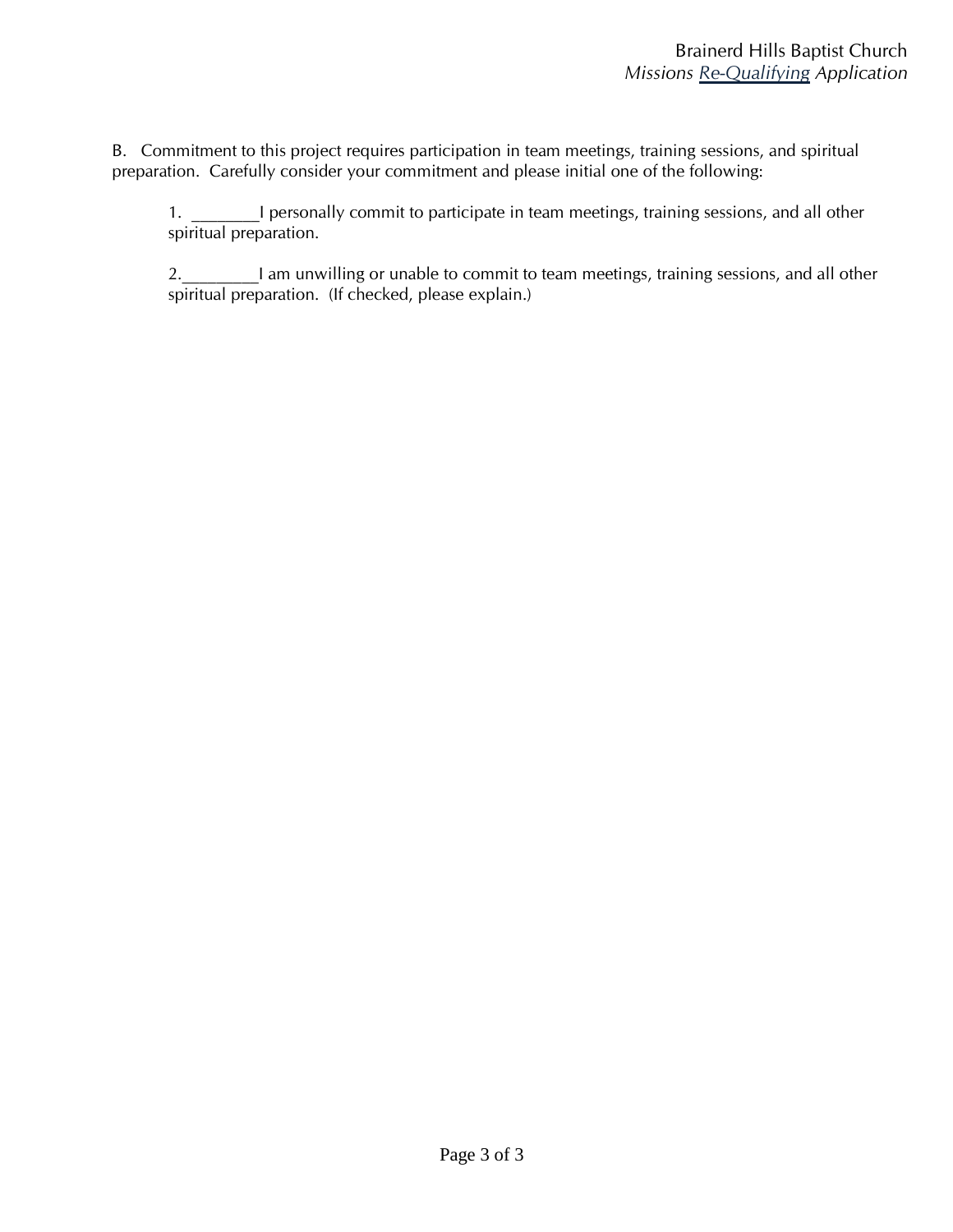B.   Commitment to this project requires participation in team meetings, training sessions, and spiritual preparation.  Carefully consider your commitment and please initial one of the following:

1.  ________I personally commit to participate in team meetings, training sessions, and all other spiritual preparation.

2.________I am unwilling or unable to commit to team meetings, training sessions, and all other spiritual preparation.  (If checked, please explain.)